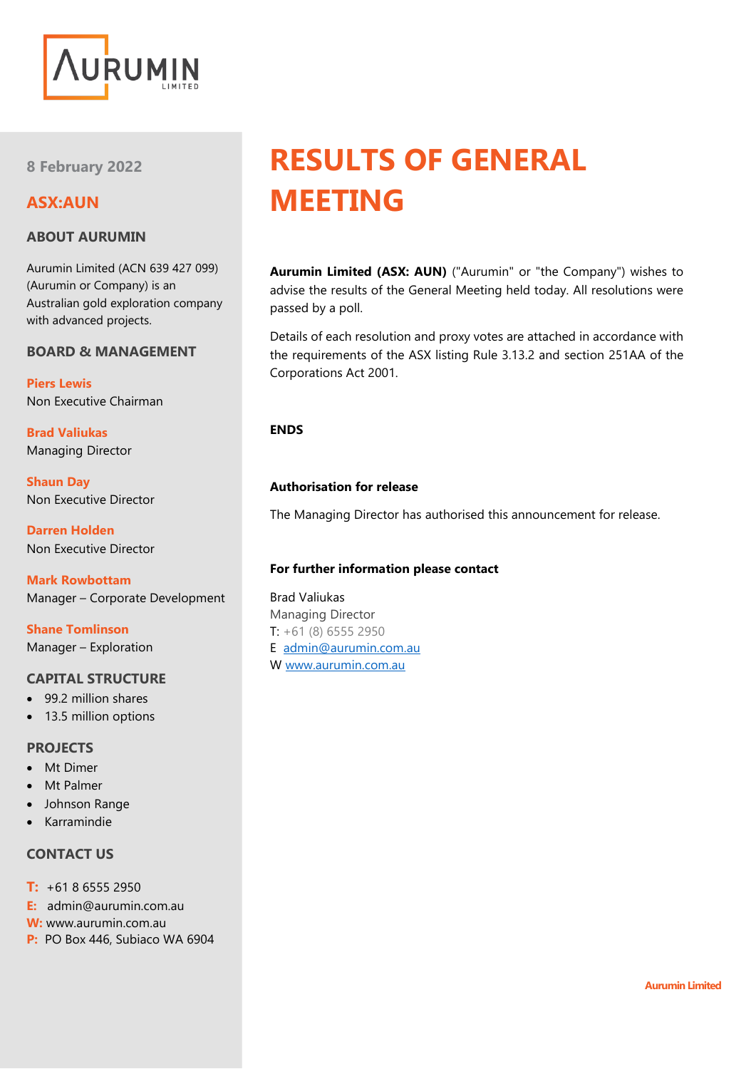8 February 2022

**ASX:AUN**

## ABOUT AURUMIN

Aurumin Limited (ACN 639 427 099) (Aurumin or Company) is an Australian gold exploration company with advanced projects.

## BOARD & MANAGEMENT

**Piers Lewis**
Non Executive Chairman

**Brad Valiukas**
Managing Director

**Shaun Day**
Non Executive Director

**Darren Holden**
Non Executive Director

**Mark Rowbottam**
Manager – Corporate Development

**Shane Tomlinson**
Manager – Exploration

## CAPITAL STRUCTURE

- 99.2 million shares
- 13.5 million options

## PROJECTS

- Mt Dimer
- Mt Palmer
- Johnson Range
- Karramindie

## CONTACT US

**T:** +61 8 6555 2950
**E:** admin@aurumin.com.au
**W:** www.aurumin.com.au
**P:** PO Box 446, Subiaco WA 6904

# RESULTS OF GENERAL MEETING

**Aurumin Limited (ASX: AUN)** ("Aurumin" or "the Company") wishes to advise the results of the General Meeting held today. All resolutions were passed by a poll.

Details of each resolution and proxy votes are attached in accordance with the requirements of the ASX listing Rule 3.13.2 and section 251AA of the Corporations Act 2001.

**ENDS**

**Authorisation for release**

The Managing Director has authorised this announcement for release.

**For further information please contact**

Brad Valiukas
Managing Director
T: +61 (8) 6555 2950
E admin@aurumin.com.au
W www.aurumin.com.au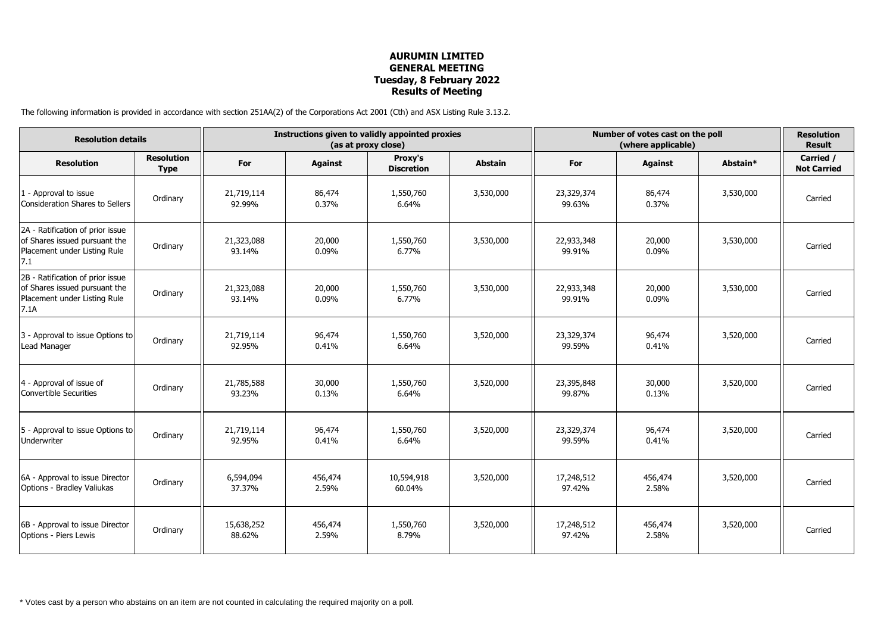**AURUMIN LIMITED**
**GENERAL MEETING**
**Tuesday, 8 February 2022**
**Results of Meeting**

The following information is provided in accordance with section 251AA(2) of the Corporations Act 2001 (Cth) and ASX Listing Rule 3.13.2.

| Resolution details | | Instructions given to validly appointed proxies (as at proxy close) | | | | Number of votes cast on the poll (where applicable) | | | Resolution Result |
|---|---|---|---|---|---|---|---|---|---|
| **Resolution** | **Resolution Type** | **For** | **Against** | **Proxy's Discretion** | **Abstain** | **For** | **Against** | **Abstain*** | **Carried / Not Carried** |
| 1 - Approval to issue Consideration Shares to Sellers | Ordinary | 21,719,114 92.99% | 86,474 0.37% | 1,550,760 6.64% | 3,530,000 | 23,329,374 99.63% | 86,474 0.37% | 3,530,000 | Carried |
| 2A - Ratification of prior issue of Shares issued pursuant the Placement under Listing Rule 7.1 | Ordinary | 21,323,088 93.14% | 20,000 0.09% | 1,550,760 6.77% | 3,530,000 | 22,933,348 99.91% | 20,000 0.09% | 3,530,000 | Carried |
| 2B - Ratification of prior issue of Shares issued pursuant the Placement under Listing Rule 7.1A | Ordinary | 21,323,088 93.14% | 20,000 0.09% | 1,550,760 6.77% | 3,530,000 | 22,933,348 99.91% | 20,000 0.09% | 3,530,000 | Carried |
| 3 - Approval to issue Options to Lead Manager | Ordinary | 21,719,114 92.95% | 96,474 0.41% | 1,550,760 6.64% | 3,520,000 | 23,329,374 99.59% | 96,474 0.41% | 3,520,000 | Carried |
| 4 - Approval of issue of Convertible Securities | Ordinary | 21,785,588 93.23% | 30,000 0.13% | 1,550,760 6.64% | 3,520,000 | 23,395,848 99.87% | 30,000 0.13% | 3,520,000 | Carried |
| 5 - Approval to issue Options to Underwriter | Ordinary | 21,719,114 92.95% | 96,474 0.41% | 1,550,760 6.64% | 3,520,000 | 23,329,374 99.59% | 96,474 0.41% | 3,520,000 | Carried |
| 6A - Approval to issue Director Options - Bradley Valiukas | Ordinary | 6,594,094 37.37% | 456,474 2.59% | 10,594,918 60.04% | 3,520,000 | 17,248,512 97.42% | 456,474 2.58% | 3,520,000 | Carried |
| 6B - Approval to issue Director Options - Piers Lewis | Ordinary | 15,638,252 88.62% | 456,474 2.59% | 1,550,760 8.79% | 3,520,000 | 17,248,512 97.42% | 456,474 2.58% | 3,520,000 | Carried |

* Votes cast by a person who abstains on an item are not counted in calculating the required majority on a poll.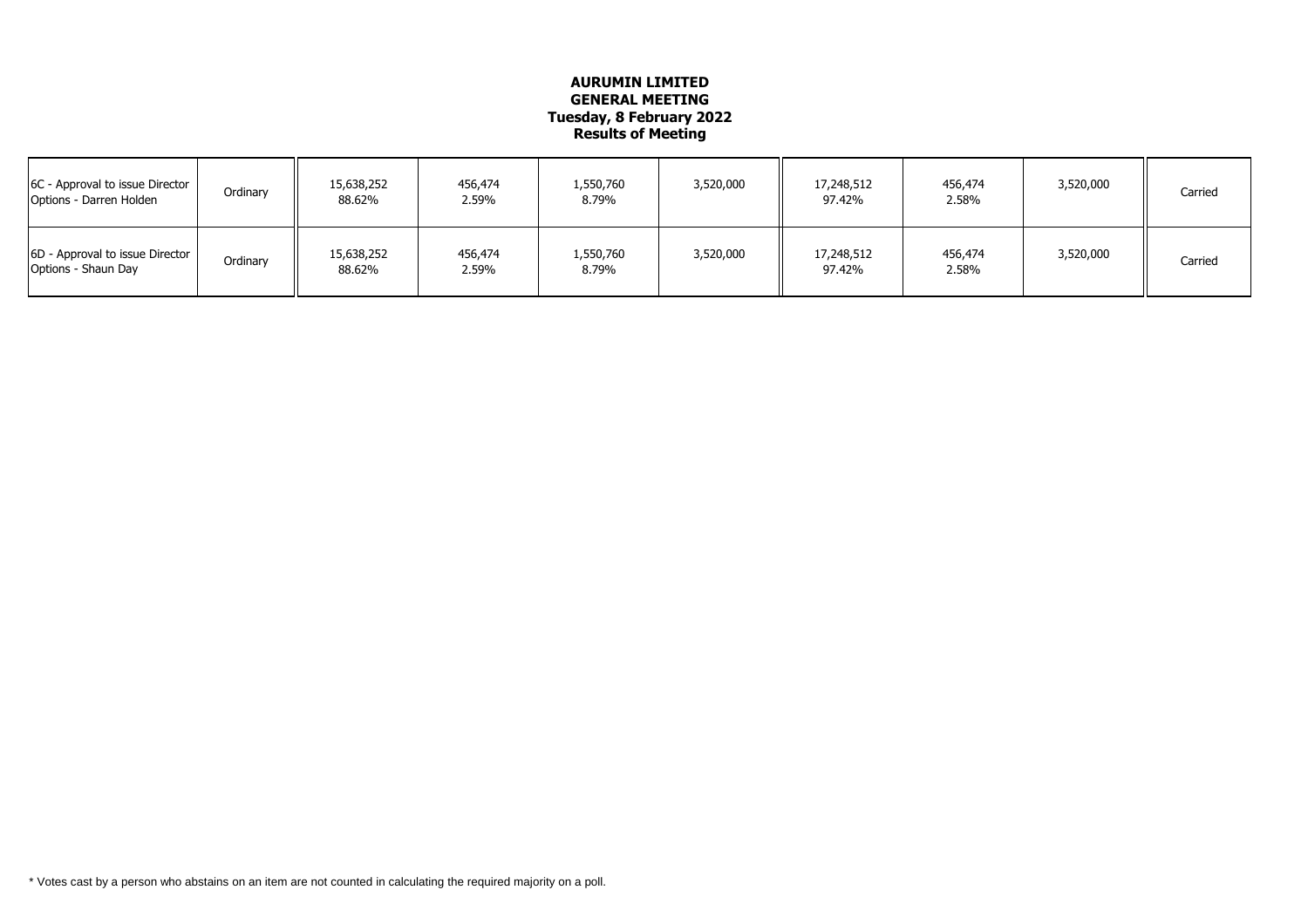**AURUMIN LIMITED**
**GENERAL MEETING**
**Tuesday, 8 February 2022**
**Results of Meeting**

| | | | | | | | | | |
|---|---|---|---|---|---|---|---|---|---|
| 6C - Approval to issue Director Options - Darren Holden | Ordinary | 15,638,252<br>88.62% | 456,474<br>2.59% | 1,550,760<br>8.79% | 3,520,000 | 17,248,512<br>97.42% | 456,474<br>2.58% | 3,520,000 | Carried |
| 6D - Approval to issue Director Options - Shaun Day | Ordinary | 15,638,252<br>88.62% | 456,474<br>2.59% | 1,550,760<br>8.79% | 3,520,000 | 17,248,512<br>97.42% | 456,474<br>2.58% | 3,520,000 | Carried |

* Votes cast by a person who abstains on an item are not counted in calculating the required majority on a poll.